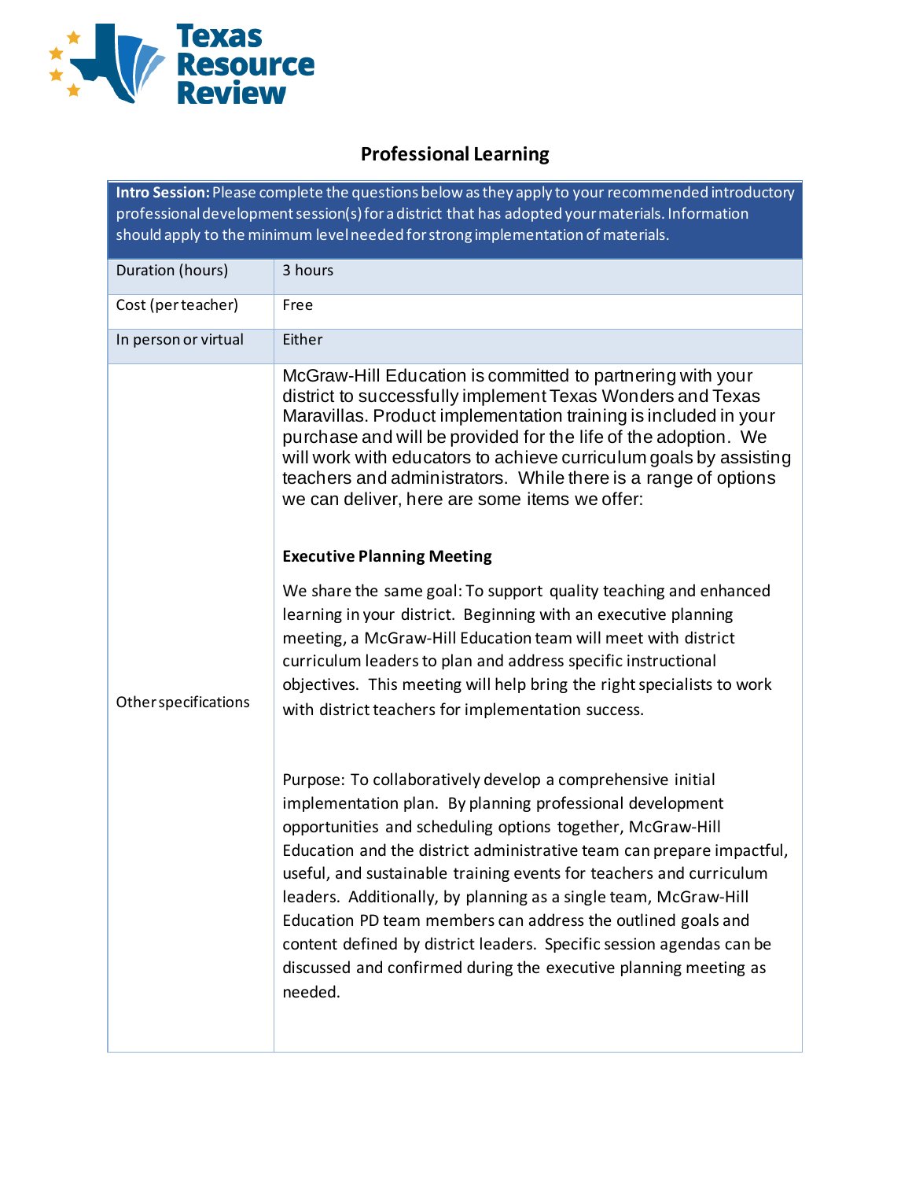Texas Resource Review

# Professional Learning

| **Intro Session:** Please complete the questions below as they apply to your recommended introductory professional development session(s) for a district that has adopted your materials. Information should apply to the minimum level needed for strong implementation of materials. | |
|---|---|
| Duration (hours) | 3 hours |
| Cost (per teacher) | Free |
| In person or virtual | Either |
| Other specifications | McGraw-Hill Education is committed to partnering with your district to successfully implement Texas Wonders and Texas Maravillas. Product implementation training is included in your purchase and will be provided for the life of the adoption. We will work with educators to achieve curriculum goals by assisting teachers and administrators. While there is a range of options we can deliver, here are some items we offer:<br><br>**Executive Planning Meeting**<br><br>We share the same goal: To support quality teaching and enhanced learning in your district. Beginning with an executive planning meeting, a McGraw-Hill Education team will meet with district curriculum leaders to plan and address specific instructional objectives. This meeting will help bring the right specialists to work with district teachers for implementation success.<br><br>Purpose: To collaboratively develop a comprehensive initial implementation plan. By planning professional development opportunities and scheduling options together, McGraw-Hill Education and the district administrative team can prepare impactful, useful, and sustainable training events for teachers and curriculum leaders. Additionally, by planning as a single team, McGraw-Hill Education PD team members can address the outlined goals and content defined by district leaders. Specific session agendas can be discussed and confirmed during the executive planning meeting as needed. |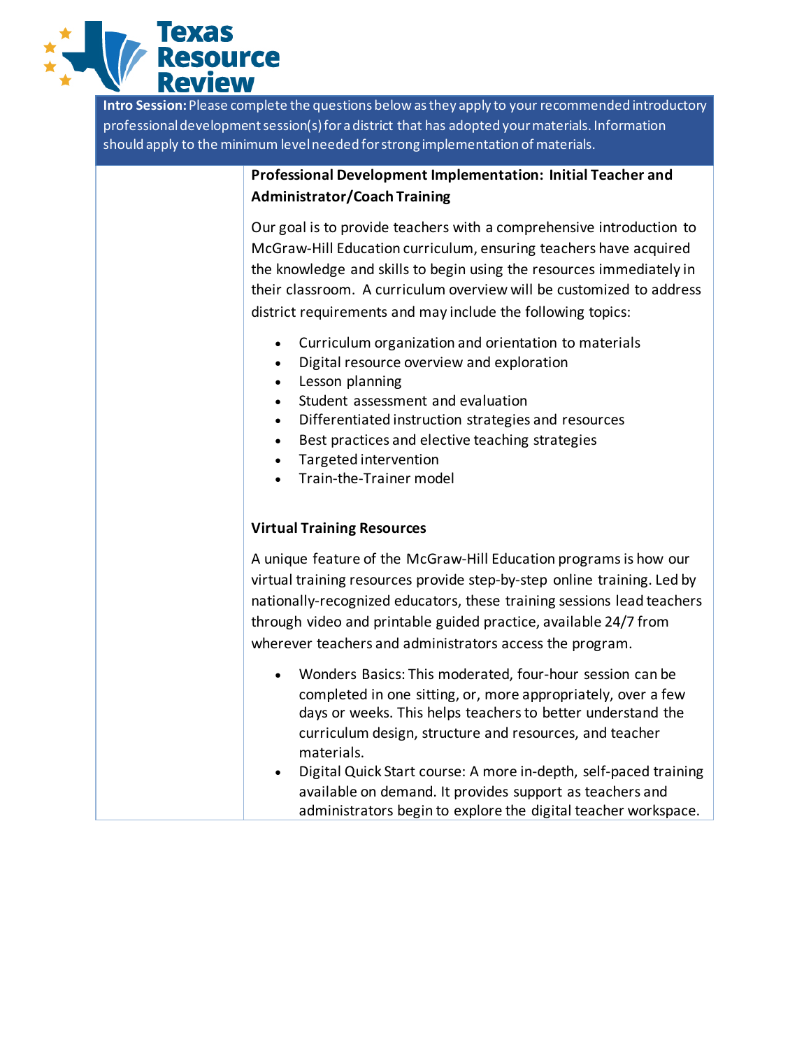**Intro Session:** Please complete the questions below as they apply to your recommended introductory professional development session(s) for a district that has adopted your materials. Information should apply to the minimum level needed for strong implementation of materials.

**Professional Development Implementation: Initial Teacher and Administrator/Coach Training**

Our goal is to provide teachers with a comprehensive introduction to McGraw-Hill Education curriculum, ensuring teachers have acquired the knowledge and skills to begin using the resources immediately in their classroom. A curriculum overview will be customized to address district requirements and may include the following topics:

- Curriculum organization and orientation to materials
- Digital resource overview and exploration
- Lesson planning
- Student assessment and evaluation
- Differentiated instruction strategies and resources
- Best practices and elective teaching strategies
- Targeted intervention
- Train-the-Trainer model

**Virtual Training Resources**

A unique feature of the McGraw-Hill Education programs is how our virtual training resources provide step-by-step online training. Led by nationally-recognized educators, these training sessions lead teachers through video and printable guided practice, available 24/7 from wherever teachers and administrators access the program.

- Wonders Basics: This moderated, four-hour session can be completed in one sitting, or, more appropriately, over a few days or weeks. This helps teachers to better understand the curriculum design, structure and resources, and teacher materials.
- Digital Quick Start course: A more in-depth, self-paced training available on demand. It provides support as teachers and administrators begin to explore the digital teacher workspace.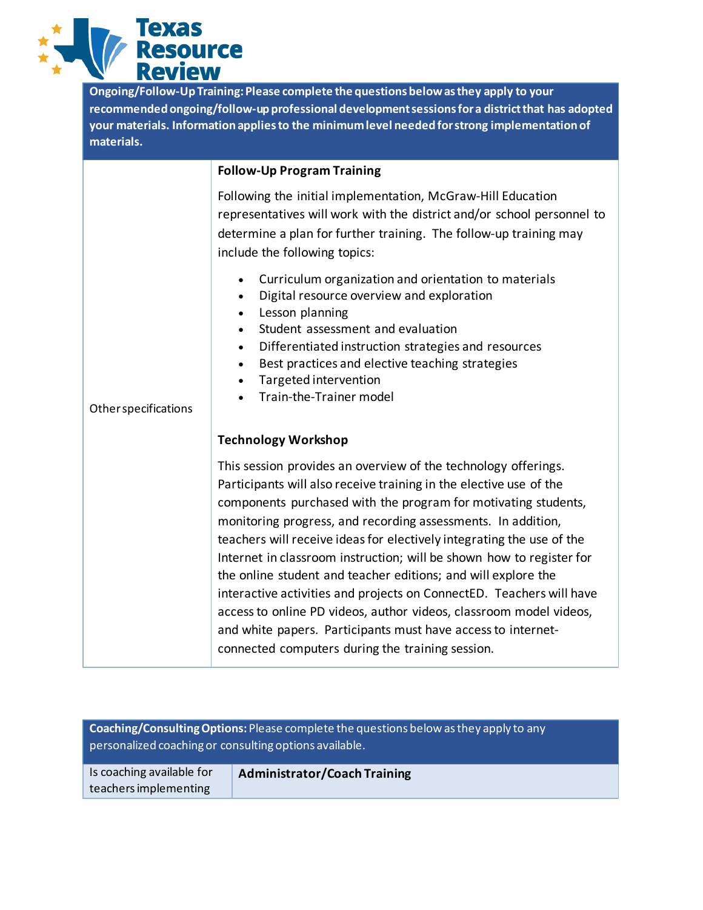| **Ongoing/Follow-Up Training:** Please complete the questions below as they apply to your recommended ongoing/follow-up professional development sessions for a district that has adopted your materials. Information applies to the minimum level needed for strong implementation of materials. | |
|---|---|
| Other specifications | **Follow-Up Program Training**<br><br>Following the initial implementation, McGraw-Hill Education representatives will work with the district and/or school personnel to determine a plan for further training. The follow-up training may include the following topics:<br><br>• Curriculum organization and orientation to materials<br>• Digital resource overview and exploration<br>• Lesson planning<br>• Student assessment and evaluation<br>• Differentiated instruction strategies and resources<br>• Best practices and elective teaching strategies<br>• Targeted intervention<br>• Train-the-Trainer model<br><br>**Technology Workshop**<br><br>This session provides an overview of the technology offerings. Participants will also receive training in the elective use of the components purchased with the program for motivating students, monitoring progress, and recording assessments. In addition, teachers will receive ideas for electively integrating the use of the Internet in classroom instruction; will be shown how to register for the online student and teacher editions; and will explore the interactive activities and projects on ConnectED. Teachers will have access to online PD videos, author videos, classroom model videos, and white papers. Participants must have access to internet-connected computers during the training session. |

| **Coaching/Consulting Options:** Please complete the questions below as they apply to any personalized coaching or consulting options available. | |
|---|---|
| Is coaching available for teachers implementing | **Administrator/Coach Training** |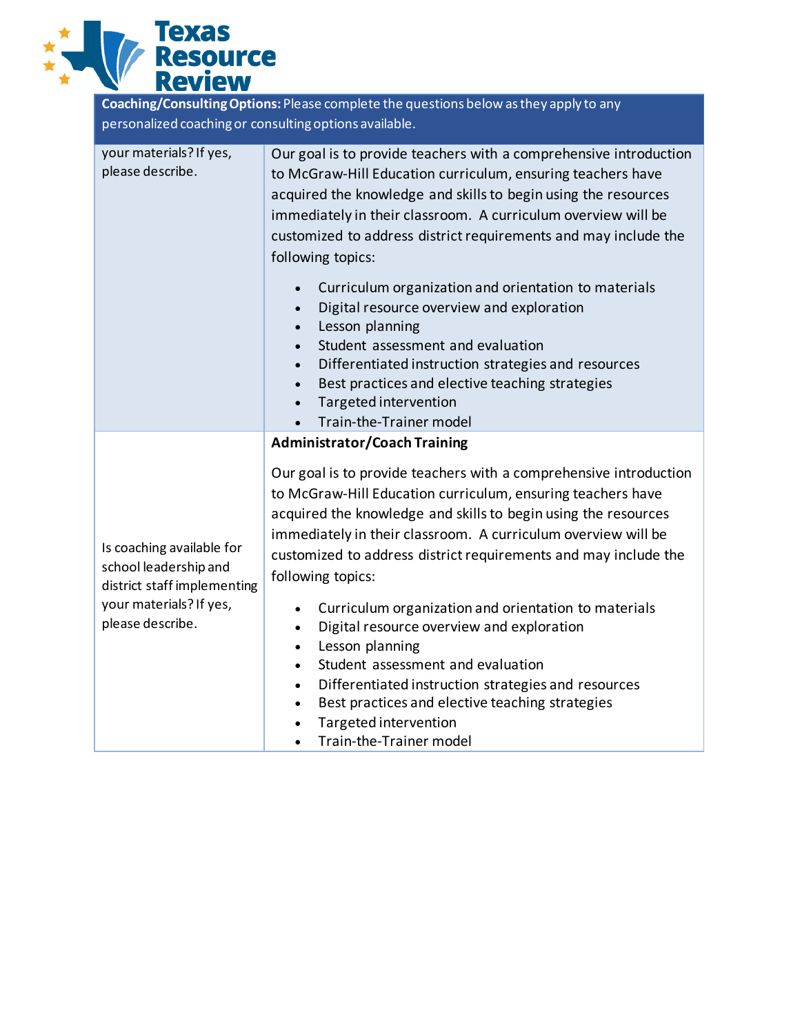| Coaching/Consulting Options: Please complete the questions below as they apply to any personalized coaching or consulting options available. | |
|---|---|
| your materials? If yes, please describe. | Our goal is to provide teachers with a comprehensive introduction to McGraw-Hill Education curriculum, ensuring teachers have acquired the knowledge and skills to begin using the resources immediately in their classroom. A curriculum overview will be customized to address district requirements and may include the following topics:<br>• Curriculum organization and orientation to materials<br>• Digital resource overview and exploration<br>• Lesson planning<br>• Student assessment and evaluation<br>• Differentiated instruction strategies and resources<br>• Best practices and elective teaching strategies<br>• Targeted intervention<br>• Train-the-Trainer model |
| Is coaching available for school leadership and district staff implementing your materials? If yes, please describe. | **Administrator/Coach Training**<br>Our goal is to provide teachers with a comprehensive introduction to McGraw-Hill Education curriculum, ensuring teachers have acquired the knowledge and skills to begin using the resources immediately in their classroom. A curriculum overview will be customized to address district requirements and may include the following topics:<br>• Curriculum organization and orientation to materials<br>• Digital resource overview and exploration<br>• Lesson planning<br>• Student assessment and evaluation<br>• Differentiated instruction strategies and resources<br>• Best practices and elective teaching strategies<br>• Targeted intervention<br>• Train-the-Trainer model |